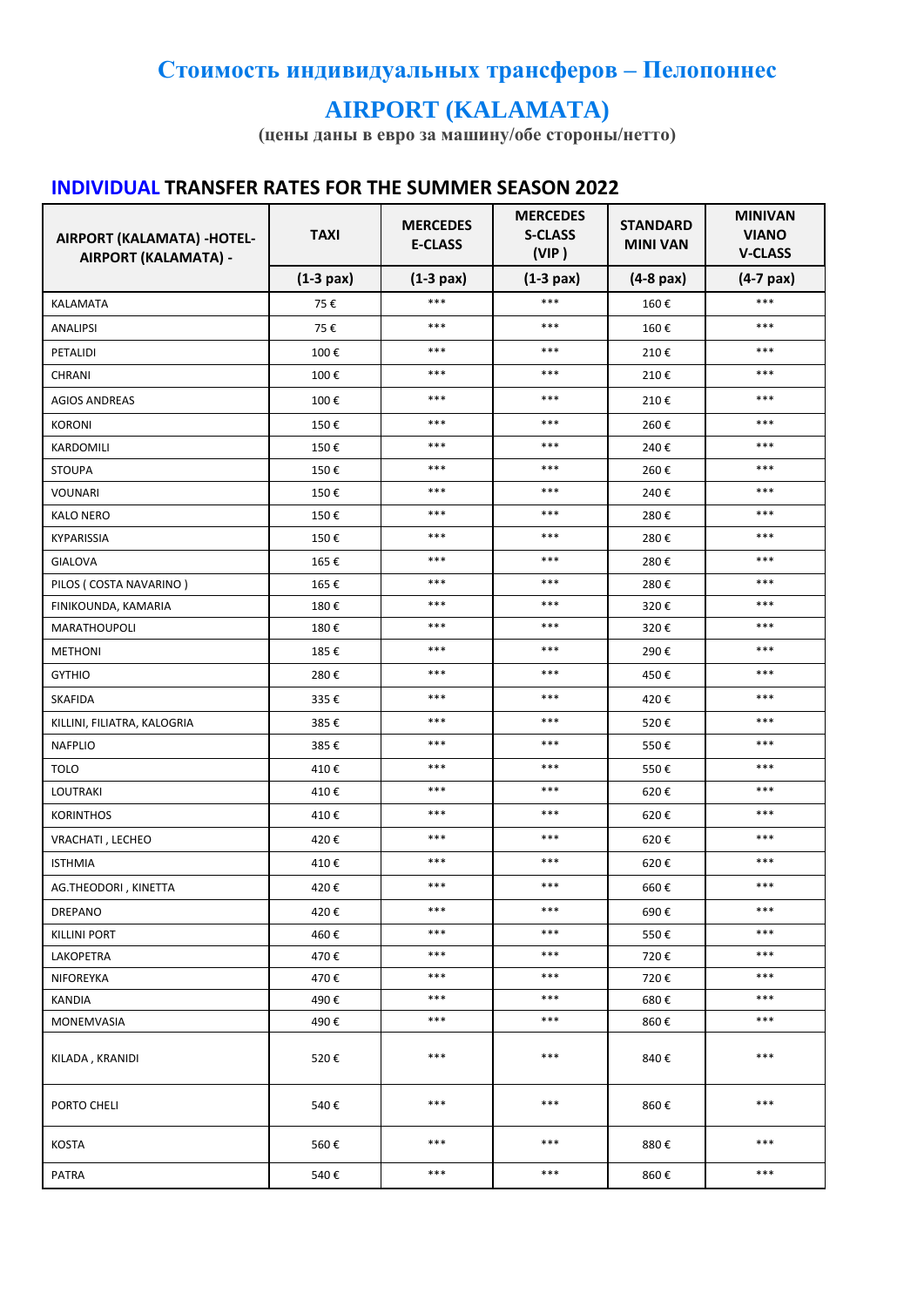# Стоимость индивидуальных трансферов – Пелопоннес

## AIRPORT (KALAMATA)

**(цены даны в евро за машину/обе стороны/нетто)**

## INDIVIDUAL TRANSFER RATES FOR THE SUMMER SEASON 2022

| AIRPORT (KALAMATA) -HOTEL- AIRPORT (KALAMATA) - | TAXI | MERCEDES E-CLASS | MERCEDES S-CLASS (VIP ) | STANDARD MINI VAN | MINIVAN VIANO V-CLASS |
|---|---|---|---|---|---|
| | (1-3 pax) | (1-3 pax) | (1-3 pax) | (4-8 pax) | (4-7 pax) |
| KALAMATA | 75 € | *** | *** | 160 € | *** |
| ANALIPSI | 75 € | *** | *** | 160 € | *** |
| PETALIDI | 100 € | *** | *** | 210 € | *** |
| CHRANI | 100 € | *** | *** | 210 € | *** |
| AGIOS ANDREAS | 100 € | *** | *** | 210 € | *** |
| KORONI | 150 € | *** | *** | 260 € | *** |
| KARDOMILI | 150 € | *** | *** | 240 € | *** |
| STOUPA | 150 € | *** | *** | 260 € | *** |
| VOUNARI | 150 € | *** | *** | 240 € | *** |
| KALO NERO | 150 € | *** | *** | 280 € | *** |
| KYPARISSIA | 150 € | *** | *** | 280 € | *** |
| GIALOVA | 165 € | *** | *** | 280 € | *** |
| PILOS ( COSTA NAVARINO ) | 165 € | *** | *** | 280 € | *** |
| FINIKOUNDA, KAMARIA | 180 € | *** | *** | 320 € | *** |
| MARATHOUPOLI | 180 € | *** | *** | 320 € | *** |
| METHONI | 185 € | *** | *** | 290 € | *** |
| GYTHIO | 280 € | *** | *** | 450 € | *** |
| SKAFIDA | 335 € | *** | *** | 420 € | *** |
| KILLINI, FILIATRA, KALOGRIA | 385 € | *** | *** | 520 € | *** |
| NAFPLIO | 385 € | *** | *** | 550 € | *** |
| TOLO | 410 € | *** | *** | 550 € | *** |
| LOUTRAKI | 410 € | *** | *** | 620 € | *** |
| KORINTHOS | 410 € | *** | *** | 620 € | *** |
| VRACHATI , LECHEO | 420 € | *** | *** | 620 € | *** |
| ISTHMIA | 410 € | *** | *** | 620 € | *** |
| AG.THEODORI , KINETTA | 420 € | *** | *** | 660 € | *** |
| DREPANO | 420 € | *** | *** | 690 € | *** |
| KILLINI PORT | 460 € | *** | *** | 550 € | *** |
| LAKOPETRA | 470 € | *** | *** | 720 € | *** |
| NIFOREYKA | 470 € | *** | *** | 720 € | *** |
| KANDIA | 490 € | *** | *** | 680 € | *** |
| MONEMVASIA | 490 € | *** | *** | 860 € | *** |
| KILADA , KRANIDI | 520 € | *** | *** | 840 € | *** |
| PORTO CHELI | 540 € | *** | *** | 860 € | *** |
| KOSTA | 560 € | *** | *** | 880 € | *** |
| PATRA | 540 € | *** | *** | 860 € | *** |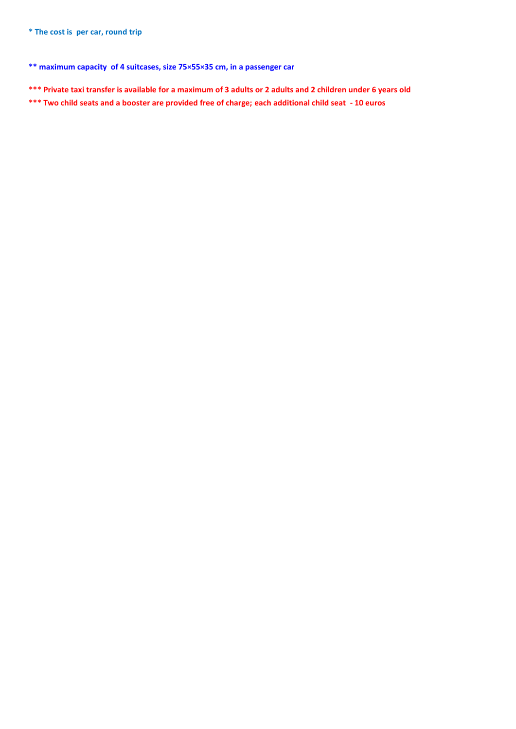**\* The cost is  per car, round trip**

**\*\* maximum capacity  of 4 suitcases, size 75×55×35 cm, in a passenger car**

**\*\*\* Private taxi transfer is available for a maximum of 3 adults or 2 adults and 2 children under 6 years old**

**\*\*\* Two child seats and a booster are provided free of charge; each additional child seat  - 10 euros**